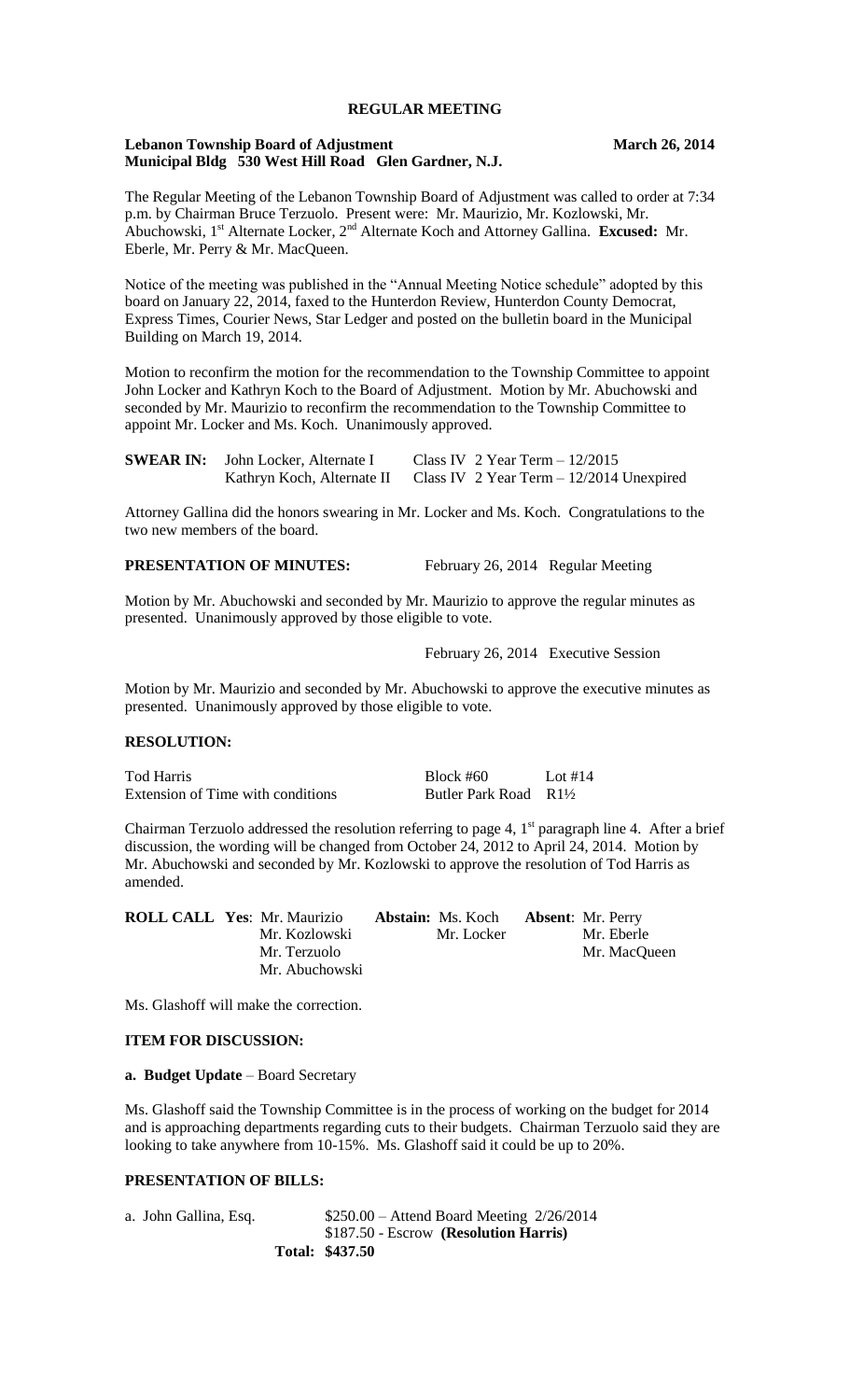# REGULAR MEETING

**Lebanon Township Board of Adjustment** **March 26, 2014**
**Municipal Bldg 530 West Hill Road Glen Gardner, N.J.**

The Regular Meeting of the Lebanon Township Board of Adjustment was called to order at 7:34 p.m. by Chairman Bruce Terzuolo. Present were: Mr. Maurizio, Mr. Kozlowski, Mr. Abuchowski, 1st Alternate Locker, 2nd Alternate Koch and Attorney Gallina. **Excused:** Mr. Eberle, Mr. Perry & Mr. MacQueen.

Notice of the meeting was published in the "Annual Meeting Notice schedule" adopted by this board on January 22, 2014, faxed to the Hunterdon Review, Hunterdon County Democrat, Express Times, Courier News, Star Ledger and posted on the bulletin board in the Municipal Building on March 19, 2014.

Motion to reconfirm the motion for the recommendation to the Township Committee to appoint John Locker and Kathryn Koch to the Board of Adjustment. Motion by Mr. Abuchowski and seconded by Mr. Maurizio to reconfirm the recommendation to the Township Committee to appoint Mr. Locker and Ms. Koch. Unanimously approved.

| **SWEAR IN:** | John Locker, Alternate I | Class IV 2 Year Term – 12/2015 |
|---|---|---|
| | Kathryn Koch, Alternate II | Class IV 2 Year Term – 12/2014 Unexpired |

Attorney Gallina did the honors swearing in Mr. Locker and Ms. Koch. Congratulations to the two new members of the board.

**PRESENTATION OF MINUTES:** February 26, 2014 Regular Meeting

Motion by Mr. Abuchowski and seconded by Mr. Maurizio to approve the regular minutes as presented. Unanimously approved by those eligible to vote.

February 26, 2014 Executive Session

Motion by Mr. Maurizio and seconded by Mr. Abuchowski to approve the executive minutes as presented. Unanimously approved by those eligible to vote.

## RESOLUTION:

| Tod Harris | Block #60 | Lot #14 |
|---|---|---|
| Extension of Time with conditions | Butler Park Road | R1½ |

Chairman Terzuolo addressed the resolution referring to page 4, 1st paragraph line 4. After a brief discussion, the wording will be changed from October 24, 2012 to April 24, 2014. Motion by Mr. Abuchowski and seconded by Mr. Kozlowski to approve the resolution of Tod Harris as amended.

| **ROLL CALL Yes**: | **Abstain:** | **Absent**: |
|---|---|---|
| Mr. Maurizio | Ms. Koch | Mr. Perry |
| Mr. Kozlowski | Mr. Locker | Mr. Eberle |
| Mr. Terzuolo | | Mr. MacQueen |
| Mr. Abuchowski | | |

Ms. Glashoff will make the correction.

## ITEM FOR DISCUSSION:

**a. Budget Update** – Board Secretary

Ms. Glashoff said the Township Committee is in the process of working on the budget for 2014 and is approaching departments regarding cuts to their budgets. Chairman Terzuolo said they are looking to take anywhere from 10-15%. Ms. Glashoff said it could be up to 20%.

## PRESENTATION OF BILLS:

a. John Gallina, Esq. $250.00 – Attend Board Meeting 2/26/2014
$187.50 - Escrow **(Resolution Harris)**
**Total: $437.50**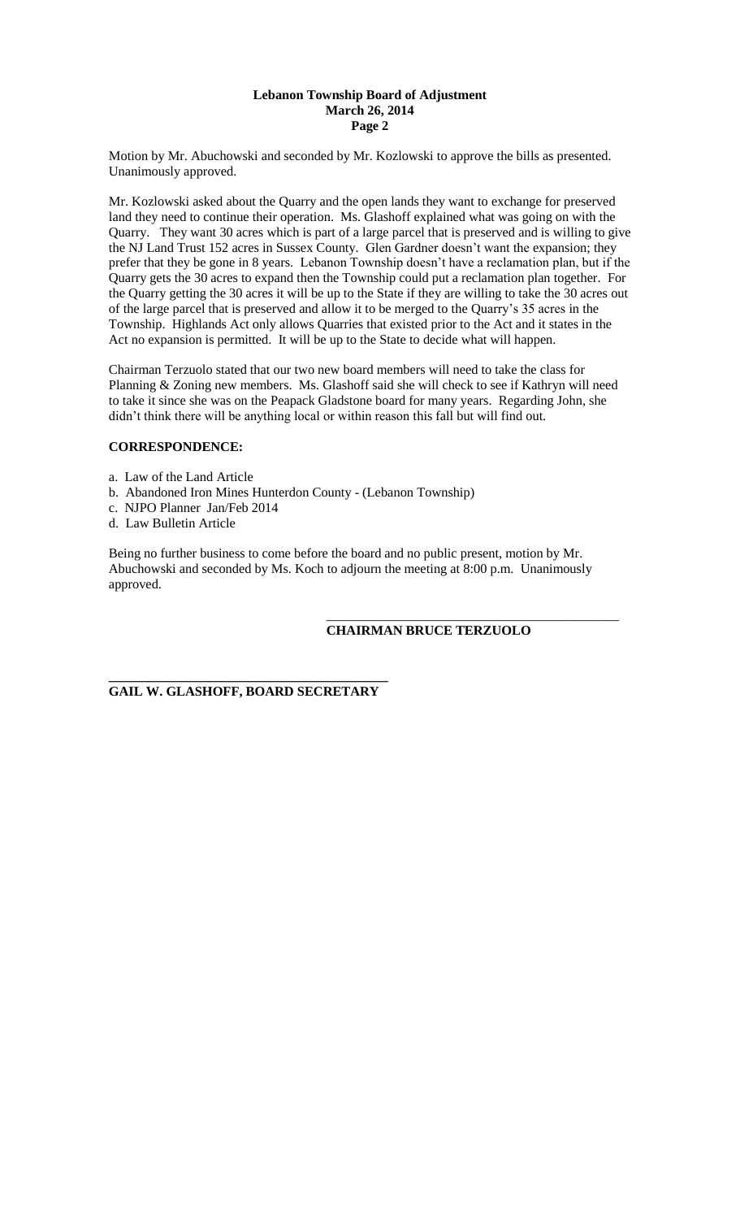Motion by Mr. Abuchowski and seconded by Mr. Kozlowski to approve the bills as presented. Unanimously approved.

Mr. Kozlowski asked about the Quarry and the open lands they want to exchange for preserved land they need to continue their operation. Ms. Glashoff explained what was going on with the Quarry. They want 30 acres which is part of a large parcel that is preserved and is willing to give the NJ Land Trust 152 acres in Sussex County. Glen Gardner doesn't want the expansion; they prefer that they be gone in 8 years. Lebanon Township doesn't have a reclamation plan, but if the Quarry gets the 30 acres to expand then the Township could put a reclamation plan together. For the Quarry getting the 30 acres it will be up to the State if they are willing to take the 30 acres out of the large parcel that is preserved and allow it to be merged to the Quarry's 35 acres in the Township. Highlands Act only allows Quarries that existed prior to the Act and it states in the Act no expansion is permitted. It will be up to the State to decide what will happen.

Chairman Terzuolo stated that our two new board members will need to take the class for Planning & Zoning new members. Ms. Glashoff said she will check to see if Kathryn will need to take it since she was on the Peapack Gladstone board for many years. Regarding John, she didn't think there will be anything local or within reason this fall but will find out.

**CORRESPONDENCE:**

a. Law of the Land Article
b. Abandoned Iron Mines Hunterdon County - (Lebanon Township)
c. NJPO Planner Jan/Feb 2014
d. Law Bulletin Article

Being no further business to come before the board and no public present, motion by Mr. Abuchowski and seconded by Ms. Koch to adjourn the meeting at 8:00 p.m. Unanimously approved.

\_\_\_\_\_\_\_\_\_\_\_\_\_\_\_\_\_\_\_\_\_\_\_\_\_\_\_\_\_\_\_\_\_\_\_\_\_\_\_\_\_\_\_\_
**CHAIRMAN BRUCE TERZUOLO**

\_\_\_\_\_\_\_\_\_\_\_\_\_\_\_\_\_\_\_\_\_\_\_\_\_\_\_\_\_\_\_\_\_\_\_\_\_\_\_\_\_\_\_\_
**GAIL W. GLASHOFF, BOARD SECRETARY**